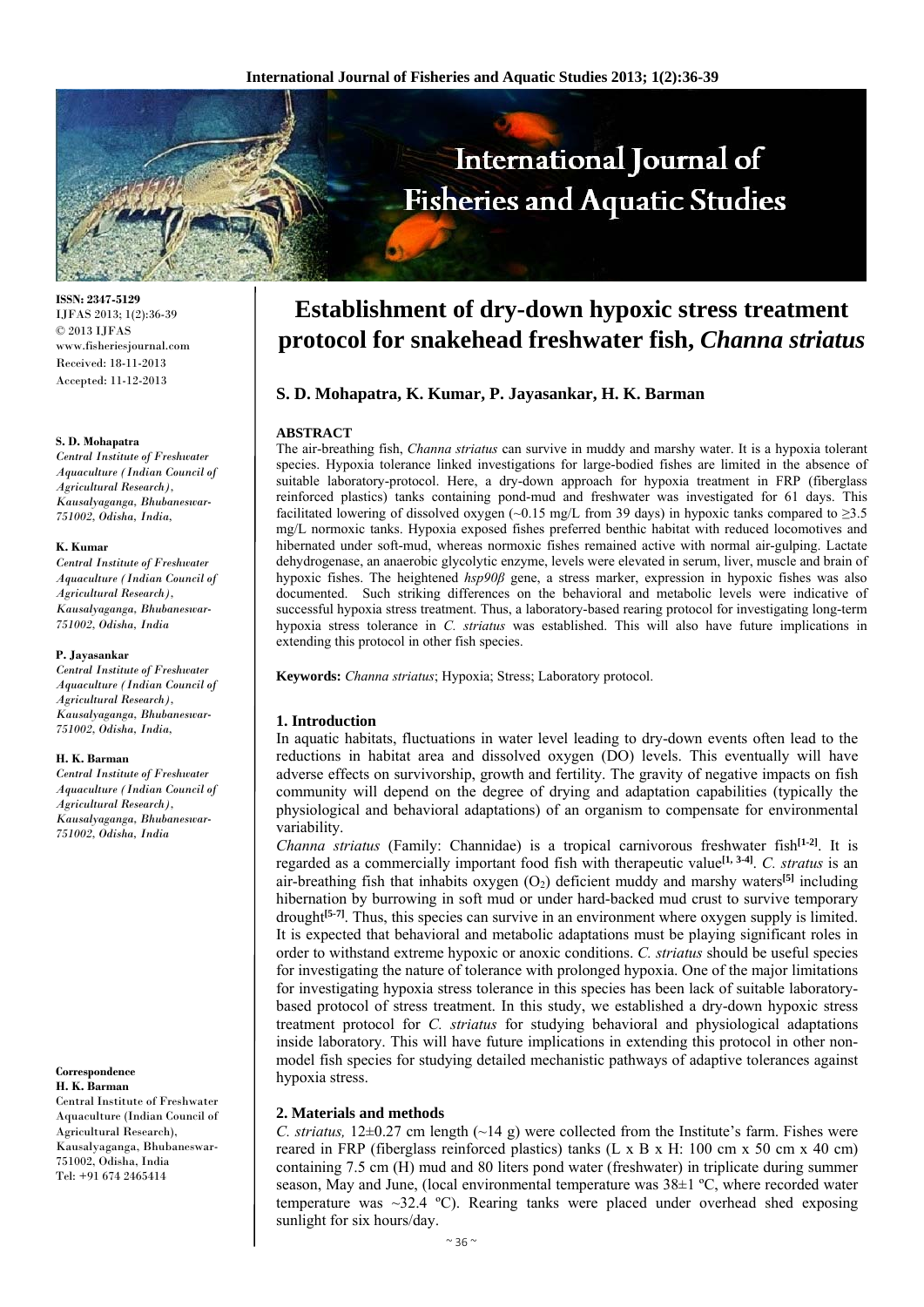# Establishment of dry-down hypoxic stress treatment protocol for snakehead freshwater fish, *Channa striatus*

**S. D. Mohapatra, K. Kumar, P. Jayasankar, H. K. Barman**

ISSN: 2347-5129
IJFAS 2013; 1(2):36-39
© 2013 IJFAS
www.fisheriesjournal.com
Received: 18-11-2013
Accepted: 11-12-2013

**S. D. Mohapatra**
*Central Institute of Freshwater Aquaculture (Indian Council of Agricultural Research), Kausalyaganga, Bhubaneswar-751002, Odisha, India,*

**K. Kumar**
*Central Institute of Freshwater Aquaculture (Indian Council of Agricultural Research), Kausalyaganga, Bhubaneswar-751002, Odisha, India*

**P. Jayasankar**
*Central Institute of Freshwater Aquaculture (Indian Council of Agricultural Research), Kausalyaganga, Bhubaneswar-751002, Odisha, India,*

**H. K. Barman**
*Central Institute of Freshwater Aquaculture (Indian Council of Agricultural Research), Kausalyaganga, Bhubaneswar-751002, Odisha, India*

**Correspondence**
**H. K. Barman**
Central Institute of Freshwater Aquaculture (Indian Council of Agricultural Research), Kausalyaganga, Bhubaneswar-751002, Odisha, India
Tel: +91 674 2465414

**ABSTRACT**

The air-breathing fish, *Channa striatus* can survive in muddy and marshy water. It is a hypoxia tolerant species. Hypoxia tolerance linked investigations for large-bodied fishes are limited in the absence of suitable laboratory-protocol. Here, a dry-down approach for hypoxia treatment in FRP (fiberglass reinforced plastics) tanks containing pond-mud and freshwater was investigated for 61 days. This facilitated lowering of dissolved oxygen (~0.15 mg/L from 39 days) in hypoxic tanks compared to ≥3.5 mg/L normoxic tanks. Hypoxia exposed fishes preferred benthic habitat with reduced locomotives and hibernated under soft-mud, whereas normoxic fishes remained active with normal air-gulping. Lactate dehydrogenase, an anaerobic glycolytic enzyme, levels were elevated in serum, liver, muscle and brain of hypoxic fishes. The heightened *hsp90β* gene, a stress marker, expression in hypoxic fishes was also documented. Such striking differences on the behavioral and metabolic levels were indicative of successful hypoxia stress treatment. Thus, a laboratory-based rearing protocol for investigating long-term hypoxia stress tolerance in *C. striatus* was established. This will also have future implications in extending this protocol in other fish species.

**Keywords:** *Channa striatus*; Hypoxia; Stress; Laboratory protocol.

## 1. Introduction

In aquatic habitats, fluctuations in water level leading to dry-down events often lead to the reductions in habitat area and dissolved oxygen (DO) levels. This eventually will have adverse effects on survivorship, growth and fertility. The gravity of negative impacts on fish community will depend on the degree of drying and adaptation capabilities (typically the physiological and behavioral adaptations) of an organism to compensate for environmental variability.

*Channa striatus* (Family: Channidae) is a tropical carnivorous freshwater fish[1-2]. It is regarded as a commercially important food fish with therapeutic value[1, 3-4]. *C. stratus* is an air-breathing fish that inhabits oxygen ($O_2$) deficient muddy and marshy waters[5] including hibernation by burrowing in soft mud or under hard-backed mud crust to survive temporary drought[5-7]. Thus, this species can survive in an environment where oxygen supply is limited. It is expected that behavioral and metabolic adaptations must be playing significant roles in order to withstand extreme hypoxic or anoxic conditions. *C. striatus* should be useful species for investigating the nature of tolerance with prolonged hypoxia. One of the major limitations for investigating hypoxia stress tolerance in this species has been lack of suitable laboratory-based protocol of stress treatment. In this study, we established a dry-down hypoxic stress treatment protocol for *C. striatus* for studying behavioral and physiological adaptations inside laboratory. This will have future implications in extending this protocol in other non-model fish species for studying detailed mechanistic pathways of adaptive tolerances against hypoxia stress.

## 2. Materials and methods

*C. striatus,* 12±0.27 cm length (~14 g) were collected from the Institute's farm. Fishes were reared in FRP (fiberglass reinforced plastics) tanks (L x B x H: 100 cm x 50 cm x 40 cm) containing 7.5 cm (H) mud and 80 liters pond water (freshwater) in triplicate during summer season, May and June, (local environmental temperature was 38±1 ºC, where recorded water temperature was ~32.4 ºC). Rearing tanks were placed under overhead shed exposing sunlight for six hours/day.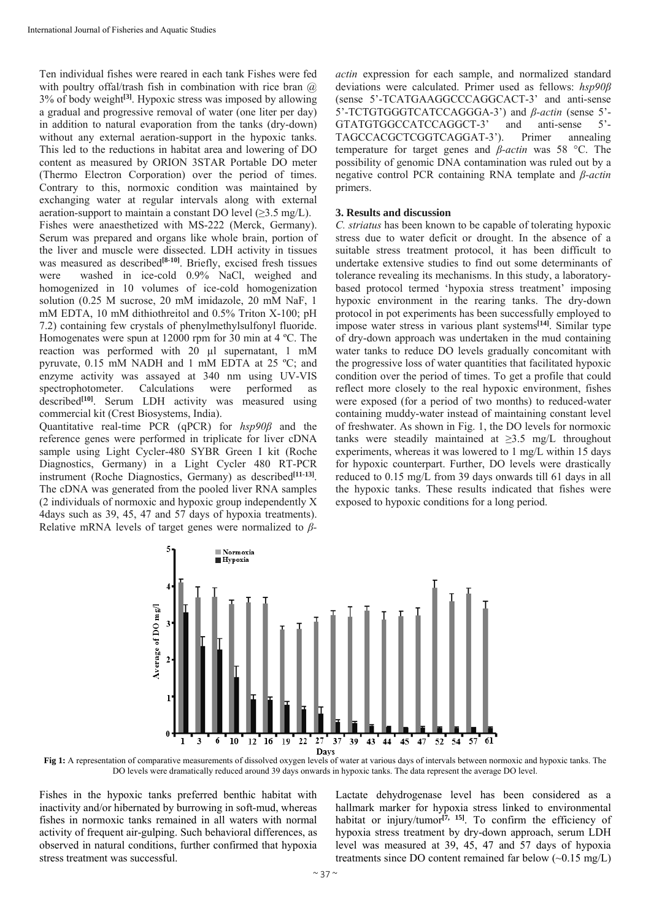Ten individual fishes were reared in each tank Fishes were fed with poultry offal/trash fish in combination with rice bran @ 3% of body weight[3]. Hypoxic stress was imposed by allowing a gradual and progressive removal of water (one liter per day) in addition to natural evaporation from the tanks (dry-down) without any external aeration-support in the hypoxic tanks. This led to the reductions in habitat area and lowering of DO content as measured by ORION 3STAR Portable DO meter (Thermo Electron Corporation) over the period of times. Contrary to this, normoxic condition was maintained by exchanging water at regular intervals along with external aeration-support to maintain a constant DO level (≥3.5 mg/L).

Fishes were anaesthetized with MS-222 (Merck, Germany). Serum was prepared and organs like whole brain, portion of the liver and muscle were dissected. LDH activity in tissues was measured as described[8-10]. Briefly, excised fresh tissues were washed in ice-cold 0.9% NaCl, weighed and homogenized in 10 volumes of ice-cold homogenization solution (0.25 M sucrose, 20 mM imidazole, 20 mM NaF, 1 mM EDTA, 10 mM dithiothreitol and 0.5% Triton X-100; pH 7.2) containing few crystals of phenylmethylsulfonyl fluoride. Homogenates were spun at 12000 rpm for 30 min at 4 ºC. The reaction was performed with 20 µl supernatant, 1 mM pyruvate, 0.15 mM NADH and 1 mM EDTA at 25 ºC; and enzyme activity was assayed at 340 nm using UV-VIS spectrophotometer. Calculations were performed as described[10]. Serum LDH activity was measured using commercial kit (Crest Biosystems, India).

Quantitative real-time PCR (qPCR) for *hsp90β* and the reference genes were performed in triplicate for liver cDNA sample using Light Cycler-480 SYBR Green I kit (Roche Diagnostics, Germany) in a Light Cycler 480 RT-PCR instrument (Roche Diagnostics, Germany) as described[11-13]. The cDNA was generated from the pooled liver RNA samples (2 individuals of normoxic and hypoxic group independently X 4days such as 39, 45, 47 and 57 days of hypoxia treatments). Relative mRNA levels of target genes were normalized to *β-actin* expression for each sample, and normalized standard deviations were calculated. Primer used as fellows: *hsp90β* (sense 5'-TCATGAAGGCCCAGGCACT-3' and anti-sense 5'-TCTGTGGGTCATCCAGGGA-3') and *β-actin* (sense 5'-GTATGTGGCCATCCAGGCT-3' and anti-sense 5'-TAGCCACGCTCGGTCAGGAT-3'). Primer annealing temperature for target genes and *β-actin* was 58 °C. The possibility of genomic DNA contamination was ruled out by a negative control PCR containing RNA template and *β-actin* primers.

## 3. Results and discussion

*C. striatus* has been known to be capable of tolerating hypoxic stress due to water deficit or drought. In the absence of a suitable stress treatment protocol, it has been difficult to undertake extensive studies to find out some determinants of tolerance revealing its mechanisms. In this study, a laboratory-based protocol termed 'hypoxia stress treatment' imposing hypoxic environment in the rearing tanks. The dry-down protocol in pot experiments has been successfully employed to impose water stress in various plant systems[14]. Similar type of dry-down approach was undertaken in the mud containing water tanks to reduce DO levels gradually concomitant with the progressive loss of water quantities that facilitated hypoxic condition over the period of times. To get a profile that could reflect more closely to the real hypoxic environment, fishes were exposed (for a period of two months) to reduced-water containing muddy-water instead of maintaining constant level of freshwater. As shown in Fig. 1, the DO levels for normoxic tanks were steadily maintained at ≥3.5 mg/L throughout experiments, whereas it was lowered to 1 mg/L within 15 days for hypoxic counterpart. Further, DO levels were drastically reduced to 0.15 mg/L from 39 days onwards till 61 days in all the hypoxic tanks. These results indicated that fishes were exposed to hypoxic conditions for a long period.

**Fig 1:** A representation of comparative measurements of dissolved oxygen levels of water at various days of intervals between normoxic and hypoxic tanks. The DO levels were dramatically reduced around 39 days onwards in hypoxic tanks. The data represent the average DO level.

Fishes in the hypoxic tanks preferred benthic habitat with inactivity and/or hibernated by burrowing in soft-mud, whereas fishes in normoxic tanks remained in all waters with normal activity of frequent air-gulping. Such behavioral differences, as observed in natural conditions, further confirmed that hypoxia stress treatment was successful.

Lactate dehydrogenase level has been considered as a hallmark marker for hypoxia stress linked to environmental habitat or injury/tumor[7, 15]. To confirm the efficiency of hypoxia stress treatment by dry-down approach, serum LDH level was measured at 39, 45, 47 and 57 days of hypoxia treatments since DO content remained far below (~0.15 mg/L)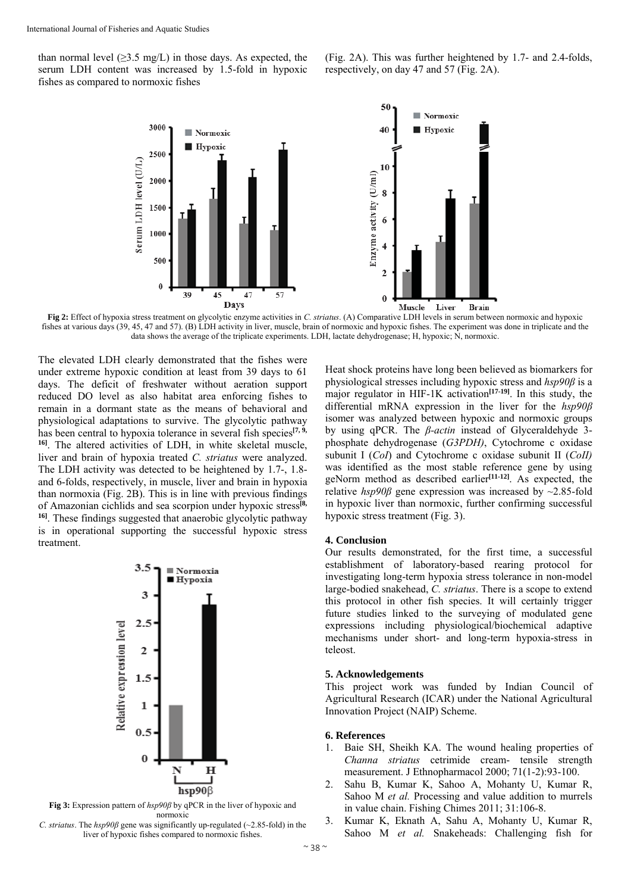than normal level (≥3.5 mg/L) in those days. As expected, the serum LDH content was increased by 1.5-fold in hypoxic fishes as compared to normoxic fishes (Fig. 2A). This was further heightened by 1.7- and 2.4-folds, respectively, on day 47 and 57 (Fig. 2A).

**Fig 2:** Effect of hypoxia stress treatment on glycolytic enzyme activities in *C. striatus*. (A) Comparative LDH levels in serum between normoxic and hypoxic fishes at various days (39, 45, 47 and 57). (B) LDH activity in liver, muscle, brain of normoxic and hypoxic fishes. The experiment was done in triplicate and the data shows the average of the triplicate experiments. LDH, lactate dehydrogenase; H, hypoxic; N, normoxic.

The elevated LDH clearly demonstrated that the fishes were under extreme hypoxic condition at least from 39 days to 61 days. The deficit of freshwater without aeration support reduced DO level as also habitat area enforcing fishes to remain in a dormant state as the means of behavioral and physiological adaptations to survive. The glycolytic pathway has been central to hypoxia tolerance in several fish species[7, 9, 16]. The altered activities of LDH, in white skeletal muscle, liver and brain of hypoxia treated *C. striatus* were analyzed. The LDH activity was detected to be heightened by 1.7-, 1.8- and 6-folds, respectively, in muscle, liver and brain in hypoxia than normoxia (Fig. 2B). This is in line with previous findings of Amazonian cichlids and sea scorpion under hypoxic stress[8, 16]. These findings suggested that anaerobic glycolytic pathway is in operational supporting the successful hypoxic stress treatment.

**Fig 3:** Expression pattern of *hsp90β* by qPCR in the liver of hypoxic and normoxic *C. striatus*. The *hsp90β* gene was significantly up-regulated (~2.85-fold) in the liver of hypoxic fishes compared to normoxic fishes.

Heat shock proteins have long been believed as biomarkers for physiological stresses including hypoxic stress and *hsp90β* is a major regulator in HIF-1K activation[17-19]. In this study, the differential mRNA expression in the liver for the *hsp90β* isomer was analyzed between hypoxic and normoxic groups by using qPCR. The *β-actin* instead of Glyceraldehyde 3-phosphate dehydrogenase (*G3PDH)*, Cytochrome c oxidase subunit I (*CoI*) and Cytochrome c oxidase subunit II (*CoII)* was identified as the most stable reference gene by using geNorm method as described earlier[11-12]. As expected, the relative *hsp90β* gene expression was increased by ~2.85-fold in hypoxic liver than normoxic, further confirming successful hypoxic stress treatment (Fig. 3).

### 4. Conclusion

Our results demonstrated, for the first time, a successful establishment of laboratory-based rearing protocol for investigating long-term hypoxia stress tolerance in non-model large-bodied snakehead, *C. striatus*. There is a scope to extend this protocol in other fish species. It will certainly trigger future studies linked to the surveying of modulated gene expressions including physiological/biochemical adaptive mechanisms under short- and long-term hypoxia-stress in teleost.

### 5. Acknowledgements

This project work was funded by Indian Council of Agricultural Research (ICAR) under the National Agricultural Innovation Project (NAIP) Scheme.

### 6. References

1. Baie SH, Sheikh KA. The wound healing properties of *Channa striatus* cetrimide cream- tensile strength measurement. J Ethnopharmacol 2000; 71(1-2):93-100.
2. Sahu B, Kumar K, Sahoo A, Mohanty U, Kumar R, Sahoo M *et al.* Processing and value addition to murrels in value chain. Fishing Chimes 2011; 31:106-8.
3. Kumar K, Eknath A, Sahu A, Mohanty U, Kumar R, Sahoo M *et al.* Snakeheads: Challenging fish for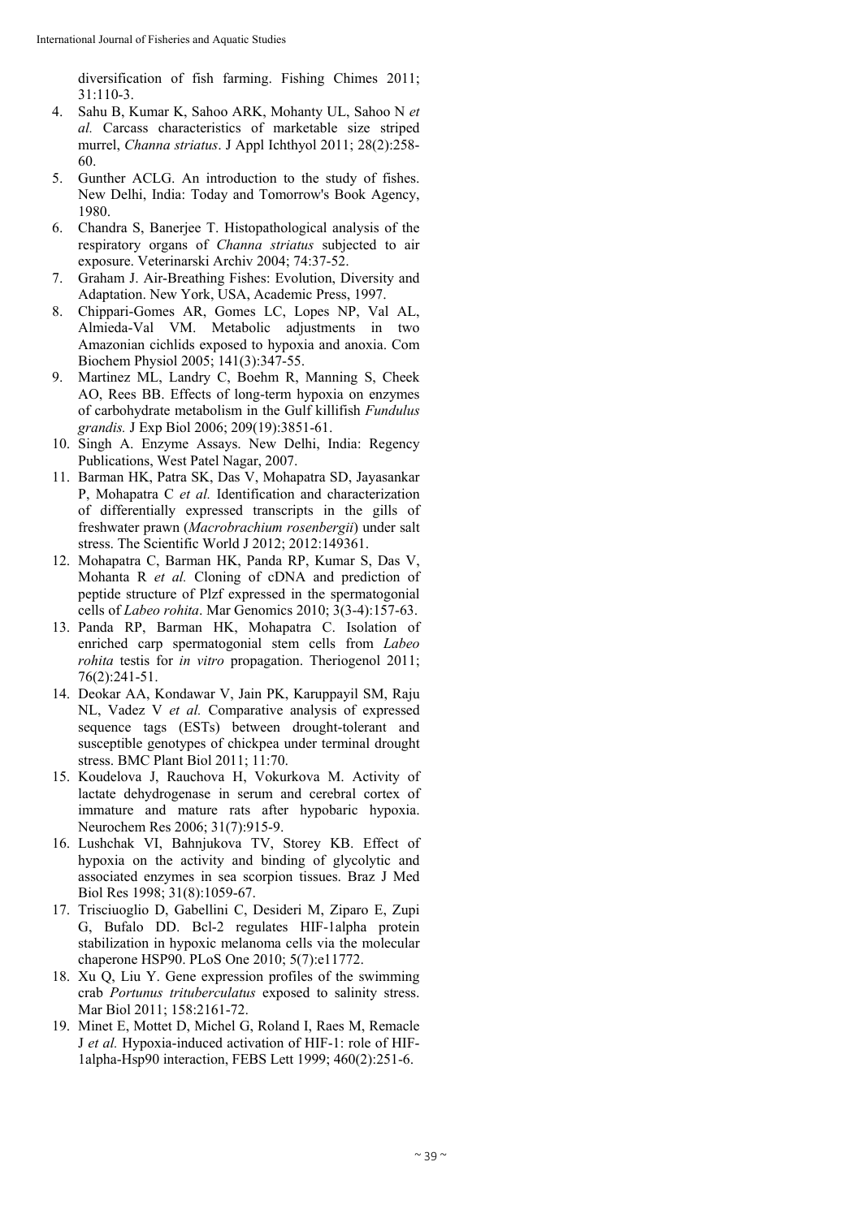diversification of fish farming. Fishing Chimes 2011; 31:110-3.

4. Sahu B, Kumar K, Sahoo ARK, Mohanty UL, Sahoo N *et al.* Carcass characteristics of marketable size striped murrel, *Channa striatus*. J Appl Ichthyol 2011; 28(2):258-60.
5. Gunther ACLG. An introduction to the study of fishes. New Delhi, India: Today and Tomorrow's Book Agency, 1980.
6. Chandra S, Banerjee T. Histopathological analysis of the respiratory organs of *Channa striatus* subjected to air exposure. Veterinarski Archiv 2004; 74:37-52.
7. Graham J. Air-Breathing Fishes: Evolution, Diversity and Adaptation. New York, USA, Academic Press, 1997.
8. Chippari-Gomes AR, Gomes LC, Lopes NP, Val AL, Almieda-Val VM. Metabolic adjustments in two Amazonian cichlids exposed to hypoxia and anoxia. Com Biochem Physiol 2005; 141(3):347-55.
9. Martinez ML, Landry C, Boehm R, Manning S, Cheek AO, Rees BB. Effects of long-term hypoxia on enzymes of carbohydrate metabolism in the Gulf killifish *Fundulus grandis.* J Exp Biol 2006; 209(19):3851-61.
10. Singh A. Enzyme Assays. New Delhi, India: Regency Publications, West Patel Nagar, 2007.
11. Barman HK, Patra SK, Das V, Mohapatra SD, Jayasankar P, Mohapatra C *et al.* Identification and characterization of differentially expressed transcripts in the gills of freshwater prawn (*Macrobrachium rosenbergii*) under salt stress. The Scientific World J 2012; 2012:149361.
12. Mohapatra C, Barman HK, Panda RP, Kumar S, Das V, Mohanta R *et al.* Cloning of cDNA and prediction of peptide structure of Plzf expressed in the spermatogonial cells of *Labeo rohita*. Mar Genomics 2010; 3(3-4):157-63.
13. Panda RP, Barman HK, Mohapatra C. Isolation of enriched carp spermatogonial stem cells from *Labeo rohita* testis for *in vitro* propagation. Theriogenol 2011; 76(2):241-51.
14. Deokar AA, Kondawar V, Jain PK, Karuppayil SM, Raju NL, Vadez V *et al.* Comparative analysis of expressed sequence tags (ESTs) between drought-tolerant and susceptible genotypes of chickpea under terminal drought stress. BMC Plant Biol 2011; 11:70.
15. Koudelova J, Rauchova H, Vokurkova M. Activity of lactate dehydrogenase in serum and cerebral cortex of immature and mature rats after hypobaric hypoxia. Neurochem Res 2006; 31(7):915-9.
16. Lushchak VI, Bahnjukova TV, Storey KB. Effect of hypoxia on the activity and binding of glycolytic and associated enzymes in sea scorpion tissues. Braz J Med Biol Res 1998; 31(8):1059-67.
17. Trisciuoglio D, Gabellini C, Desideri M, Ziparo E, Zupi G, Bufalo DD. Bcl-2 regulates HIF-1alpha protein stabilization in hypoxic melanoma cells via the molecular chaperone HSP90. PLoS One 2010; 5(7):e11772.
18. Xu Q, Liu Y. Gene expression profiles of the swimming crab *Portunus trituberculatus* exposed to salinity stress. Mar Biol 2011; 158:2161-72.
19. Minet E, Mottet D, Michel G, Roland I, Raes M, Remacle J *et al.* Hypoxia-induced activation of HIF-1: role of HIF-1alpha-Hsp90 interaction, FEBS Lett 1999; 460(2):251-6.